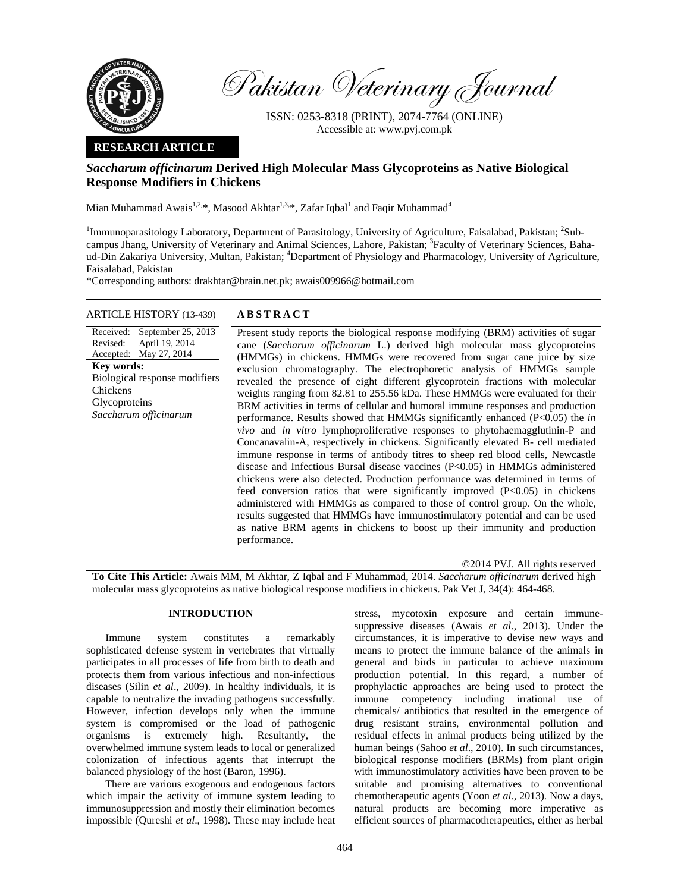Pakistan Veterinary Journal

ISSN: 0253-8318 (PRINT), 2074-7764 (ONLINE)
Accessible at: www.pvj.com.pk

**RESEARCH ARTICLE**

# *Saccharum officinarum* Derived High Molecular Mass Glycoproteins as Native Biological Response Modifiers in Chickens

Mian Muhammad Awais[1,2,*], Masood Akhtar[1,3,*], Zafar Iqbal[1] and Faqir Muhammad[4]

[1]Immunoparasitology Laboratory, Department of Parasitology, University of Agriculture, Faisalabad, Pakistan; [2]Sub-campus Jhang, University of Veterinary and Animal Sciences, Lahore, Pakistan; [3]Faculty of Veterinary Sciences, Baha-ud-Din Zakariya University, Multan, Pakistan; [4]Department of Physiology and Pharmacology, University of Agriculture, Faisalabad, Pakistan

*Corresponding authors: drakhtar@brain.net.pk; awais009966@hotmail.com

**ARTICLE HISTORY** (13-439)

Received: September 25, 2013
Revised: April 19, 2014
Accepted: May 27, 2014

**Key words:**
Biological response modifiers
Chickens
Glycoproteins
*Saccharum officinarum*

**ABSTRACT**

Present study reports the biological response modifying (BRM) activities of sugar cane (*Saccharum officinarum* L.) derived high molecular mass glycoproteins (HMMGs) in chickens. HMMGs were recovered from sugar cane juice by size exclusion chromatography. The electrophoretic analysis of HMMGs sample revealed the presence of eight different glycoprotein fractions with molecular weights ranging from 82.81 to 255.56 kDa. These HMMGs were evaluated for their BRM activities in terms of cellular and humoral immune responses and production performance. Results showed that HMMGs significantly enhanced ($P<0.05$) the *in vivo* and *in vitro* lymphoproliferative responses to phytohaemagglutinin-P and Concanavalin-A, respectively in chickens. Significantly elevated B- cell mediated immune response in terms of antibody titres to sheep red blood cells, Newcastle disease and Infectious Bursal disease vaccines ($P<0.05$) in HMMGs administered chickens were also detected. Production performance was determined in terms of feed conversion ratios that were significantly improved ($P<0.05$) in chickens administered with HMMGs as compared to those of control group. On the whole, results suggested that HMMGs have immunostimulatory potential and can be used as native BRM agents in chickens to boost up their immunity and production performance.

©2014 PVJ. All rights reserved

**To Cite This Article:** Awais MM, M Akhtar, Z Iqbal and F Muhammad, 2014. *Saccharum officinarum* derived high molecular mass glycoproteins as native biological response modifiers in chickens. Pak Vet J, 34(4): 464-468.

## INTRODUCTION

Immune system constitutes a remarkably sophisticated defense system in vertebrates that virtually participates in all processes of life from birth to death and protects them from various infectious and non-infectious diseases (Silin *et al*., 2009). In healthy individuals, it is capable to neutralize the invading pathogens successfully. However, infection develops only when the immune system is compromised or the load of pathogenic organisms is extremely high. Resultantly, the overwhelmed immune system leads to local or generalized colonization of infectious agents that interrupt the balanced physiology of the host (Baron, 1996).

There are various exogenous and endogenous factors which impair the activity of immune system leading to immunosuppression and mostly their elimination becomes impossible (Qureshi *et al*., 1998). These may include heat stress, mycotoxin exposure and certain immune-suppressive diseases (Awais *et al*., 2013). Under the circumstances, it is imperative to devise new ways and means to protect the immune balance of the animals in general and birds in particular to achieve maximum production potential. In this regard, a number of prophylactic approaches are being used to protect the immune competency including irrational use of chemicals/ antibiotics that resulted in the emergence of drug resistant strains, environmental pollution and residual effects in animal products being utilized by the human beings (Sahoo *et al*., 2010). In such circumstances, biological response modifiers (BRMs) from plant origin with immunostimulatory activities have been proven to be suitable and promising alternatives to conventional chemotherapeutic agents (Yoon *et al*., 2013). Now a days, natural products are becoming more imperative as efficient sources of pharmacotherapeutics, either as herbal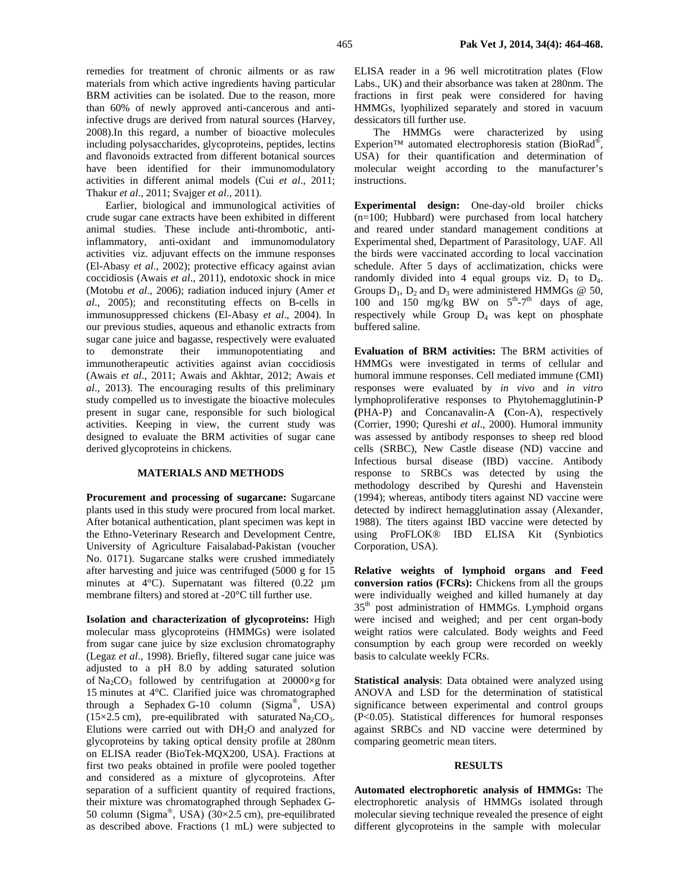remedies for treatment of chronic ailments or as raw materials from which active ingredients having particular BRM activities can be isolated. Due to the reason, more than 60% of newly approved anti-cancerous and anti-infective drugs are derived from natural sources (Harvey, 2008).In this regard, a number of bioactive molecules including polysaccharides, glycoproteins, peptides, lectins and flavonoids extracted from different botanical sources have been identified for their immunomodulatory activities in different animal models (Cui *et al*., 2011; Thakur *et al*., 2011; Svajger *et al*., 2011).

Earlier, biological and immunological activities of crude sugar cane extracts have been exhibited in different animal studies. These include anti-thrombotic, anti-inflammatory, anti-oxidant and immunomodulatory activities viz. adjuvant effects on the immune responses (El-Abasy *et al*., 2002); protective efficacy against avian coccidiosis (Awais *et al*., 2011), endotoxic shock in mice (Motobu *et al*., 2006); radiation induced injury (Amer *et al*., 2005); and reconstituting effects on B-cells in immunosuppressed chickens (El-Abasy *et al*., 2004). In our previous studies, aqueous and ethanolic extracts from sugar cane juice and bagasse, respectively were evaluated to demonstrate their immunopotentiating and immunotherapeutic activities against avian coccidiosis (Awais *et al*., 2011; Awais and Akhtar, 2012; Awais *et al*., 2013). The encouraging results of this preliminary study compelled us to investigate the bioactive molecules present in sugar cane, responsible for such biological activities. Keeping in view, the current study was designed to evaluate the BRM activities of sugar cane derived glycoproteins in chickens.

## MATERIALS AND METHODS

**Procurement and processing of sugarcane:** Sugarcane plants used in this study were procured from local market. After botanical authentication, plant specimen was kept in the Ethno-Veterinary Research and Development Centre, University of Agriculture Faisalabad-Pakistan (voucher No. 0171). Sugarcane stalks were crushed immediately after harvesting and juice was centrifuged (5000 g for 15 minutes at 4°C). Supernatant was filtered (0.22 µm membrane filters) and stored at -20°C till further use.

**Isolation and characterization of glycoproteins:** High molecular mass glycoproteins (HMMGs) were isolated from sugar cane juice by size exclusion chromatography (Legaz *et al*., 1998). Briefly, filtered sugar cane juice was adjusted to a pH 8.0 by adding saturated solution of $Na_2CO_3$ followed by centrifugation at 20000×g for 15 minutes at 4°C. Clarified juice was chromatographed through a Sephadex G-10 column (Sigma®, USA) (15×2.5 cm), pre-equilibrated with saturated $Na_2CO_3$. Elutions were carried out with $DH_2O$ and analyzed for glycoproteins by taking optical density profile at 280nm on ELISA reader (BioTek-MQX200, USA). Fractions at first two peaks obtained in profile were pooled together and considered as a mixture of glycoproteins. After separation of a sufficient quantity of required fractions, their mixture was chromatographed through Sephadex G-50 column (Sigma®, USA) (30×2.5 cm), pre-equilibrated as described above. Fractions (1 mL) were subjected to ELISA reader in a 96 well microtitration plates (Flow Labs., UK) and their absorbance was taken at 280nm. The fractions in first peak were considered for having HMMGs, lyophilized separately and stored in vacuum dessicators till further use.

The HMMGs were characterized by using Experion™ automated electrophoresis station (BioRad®, USA) for their quantification and determination of molecular weight according to the manufacturer's instructions.

**Experimental design:** One-day-old broiler chicks (n=100; Hubbard) were purchased from local hatchery and reared under standard management conditions at Experimental shed, Department of Parasitology, UAF. All the birds were vaccinated according to local vaccination schedule. After 5 days of acclimatization, chicks were randomly divided into 4 equal groups viz. $D_1$ to $D_4$. Groups $D_1$, $D_2$ and $D_3$ were administered HMMGs @ 50, 100 and 150 mg/kg BW on $5^{th}$-$7^{th}$ days of age, respectively while Group $D_4$ was kept on phosphate buffered saline.

**Evaluation of BRM activities:** The BRM activities of HMMGs were investigated in terms of cellular and humoral immune responses. Cell mediated immune (CMI) responses were evaluated by *in vivo* and *in vitro* lymphoproliferative responses to Phytohemagglutinin-P **(**PHA-P) and Concanavalin-A **(**Con-A), respectively (Corrier, 1990; Qureshi *et al*., 2000). Humoral immunity was assessed by antibody responses to sheep red blood cells (SRBC), New Castle disease (ND) vaccine and Infectious bursal disease (IBD) vaccine. Antibody response to SRBCs was detected by using the methodology described by Qureshi and Havenstein (1994); whereas, antibody titers against ND vaccine were detected by indirect hemagglutination assay (Alexander, 1988). The titers against IBD vaccine were detected by using ProFLOK® IBD ELISA Kit (Synbiotics Corporation, USA).

**Relative weights of lymphoid organs and Feed conversion ratios (FCRs):** Chickens from all the groups were individually weighed and killed humanely at day $35^{th}$ post administration of HMMGs. Lymphoid organs were incised and weighed; and per cent organ-body weight ratios were calculated. Body weights and Feed consumption by each group were recorded on weekly basis to calculate weekly FCRs.

**Statistical analysis**: Data obtained were analyzed using ANOVA and LSD for the determination of statistical significance between experimental and control groups ($P<0.05$). Statistical differences for humoral responses against SRBCs and ND vaccine were determined by comparing geometric mean titers.

## RESULTS

**Automated electrophoretic analysis of HMMGs:** The electrophoretic analysis of HMMGs isolated through molecular sieving technique revealed the presence of eight different glycoproteins in the sample with molecular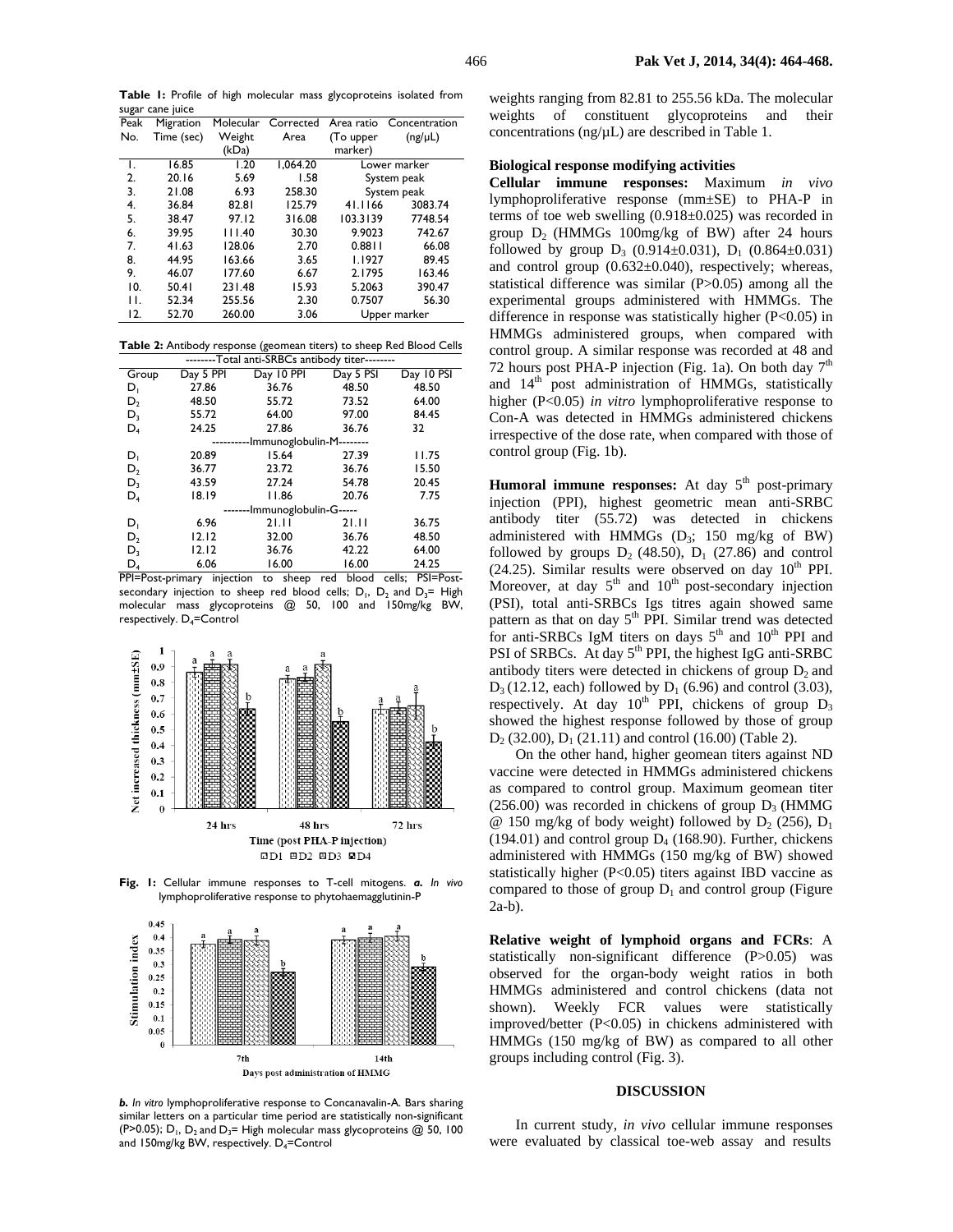**Table 1:** Profile of high molecular mass glycoproteins isolated from sugar cane juice

| Peak No. | Migration Time (sec) | Molecular Weight (kDa) | Corrected Area | Area ratio (To upper marker) | Concentration (ng/µL) |
|---|---|---|---|---|---|
| 1. | 16.85 | 1.20 | 1,064.20 | Lower marker | |
| 2. | 20.16 | 5.69 | 1.58 | System peak | |
| 3. | 21.08 | 6.93 | 258.30 | System peak | |
| 4. | 36.84 | 82.81 | 125.79 | 41.1166 | 3083.74 |
| 5. | 38.47 | 97.12 | 316.08 | 103.3139 | 7748.54 |
| 6. | 39.95 | 111.40 | 30.30 | 9.9023 | 742.67 |
| 7. | 41.63 | 128.06 | 2.70 | 0.8811 | 66.08 |
| 8. | 44.95 | 163.66 | 3.65 | 1.1927 | 89.45 |
| 9. | 46.07 | 177.60 | 6.67 | 2.1795 | 163.46 |
| 10. | 50.41 | 231.48 | 15.93 | 5.2063 | 390.47 |
| 11. | 52.34 | 255.56 | 2.30 | 0.7507 | 56.30 |
| 12. | 52.70 | 260.00 | 3.06 | Upper marker | |

**Table 2:** Antibody response (geomean titers) to sheep Red Blood Cells

| Group | Day 5 PPI | Day 10 PPI | Day 5 PSI | Day 10 PSI |
|---|---|---|---|---|
| --------Total anti-SRBCs antibody titer-------- | | | | |
| $D_1$ | 27.86 | 36.76 | 48.50 | 48.50 |
| $D_2$ | 48.50 | 55.72 | 73.52 | 64.00 |
| $D_3$ | 55.72 | 64.00 | 97.00 | 84.45 |
| $D_4$ | 24.25 | 27.86 | 36.76 | 32 |
| ----------Immunoglobulin-M-------- | | | | |
| $D_1$ | 20.89 | 15.64 | 27.39 | 11.75 |
| $D_2$ | 36.77 | 23.72 | 36.76 | 15.50 |
| $D_3$ | 43.59 | 27.24 | 54.78 | 20.45 |
| $D_4$ | 18.19 | 11.86 | 20.76 | 7.75 |
| -------Immunoglobulin-G----- | | | | |
| $D_1$ | 6.96 | 21.11 | 21.11 | 36.75 |
| $D_2$ | 12.12 | 32.00 | 36.76 | 48.50 |
| $D_3$ | 12.12 | 36.76 | 42.22 | 64.00 |
| $D_4$ | 6.06 | 16.00 | 16.00 | 24.25 |

PPI=Post-primary injection to sheep red blood cells; PSI=Post-secondary injection to sheep red blood cells; $D_1$, $D_2$ and $D_3$= High molecular mass glycoproteins @ 50, 100 and 150mg/kg BW, respectively. $D_4$=Control

**Fig. 1:** Cellular immune responses to T-cell mitogens. ***a.*** *In vivo* lymphoproliferative response to phytohaemagglutinin-P

***b.*** *In vitro* lymphoproliferative response to Concanavalin-A. Bars sharing similar letters on a particular time period are statistically non-significant (P>0.05); $D_1$, $D_2$ and $D_3$= High molecular mass glycoproteins @ 50, 100 and 150mg/kg BW, respectively. $D_4$=Control

weights ranging from 82.81 to 255.56 kDa. The molecular weights of constituent glycoproteins and their concentrations (ng/µL) are described in Table 1.

### Biological response modifying activities

**Cellular immune responses:** Maximum *in vivo* lymphoproliferative response (mm±SE) to PHA-P in terms of toe web swelling (0.918±0.025) was recorded in group $D_2$ (HMMGs 100mg/kg of BW) after 24 hours followed by group $D_3$ (0.914±0.031), $D_1$ (0.864±0.031) and control group (0.632±0.040), respectively; whereas, statistical difference was similar (P>0.05) among all the experimental groups administered with HMMGs. The difference in response was statistically higher (P<0.05) in HMMGs administered groups, when compared with control group. A similar response was recorded at 48 and 72 hours post PHA-P injection (Fig. 1a). On both day $7^{th}$ and $14^{th}$ post administration of HMMGs, statistically higher (P<0.05) *in vitro* lymphoproliferative response to Con-A was detected in HMMGs administered chickens irrespective of the dose rate, when compared with those of control group (Fig. 1b).

**Humoral immune responses:** At day $5^{th}$ post-primary injection (PPI), highest geometric mean anti-SRBC antibody titer (55.72) was detected in chickens administered with HMMGs ($D_3$; 150 mg/kg of BW) followed by groups $D_2$ (48.50), $D_1$ (27.86) and control (24.25). Similar results were observed on day $10^{th}$ PPI. Moreover, at day $5^{th}$ and $10^{th}$ post-secondary injection (PSI), total anti-SRBCs Igs titres again showed same pattern as that on day $5^{th}$ PPI. Similar trend was detected for anti-SRBCs IgM titers on days $5^{th}$ and $10^{th}$ PPI and PSI of SRBCs. At day $5^{th}$ PPI, the highest IgG anti-SRBC antibody titers were detected in chickens of group $D_2$ and $D_3$ (12.12, each) followed by $D_1$ (6.96) and control (3.03), respectively. At day $10^{th}$ PPI, chickens of group $D_3$ showed the highest response followed by those of group $D_2$ (32.00), $D_1$ (21.11) and control (16.00) (Table 2).

On the other hand, higher geomean titers against ND vaccine were detected in HMMGs administered chickens as compared to control group. Maximum geomean titer (256.00) was recorded in chickens of group $D_3$ (HMMG @ 150 mg/kg of body weight) followed by $D_2$ (256), $D_1$ (194.01) and control group $D_4$ (168.90). Further, chickens administered with HMMGs (150 mg/kg of BW) showed statistically higher (P<0.05) titers against IBD vaccine as compared to those of group $D_1$ and control group (Figure 2a-b).

**Relative weight of lymphoid organs and FCRs**: A statistically non-significant difference (P>0.05) was observed for the organ-body weight ratios in both HMMGs administered and control chickens (data not shown). Weekly FCR values were statistically improved/better (P<0.05) in chickens administered with HMMGs (150 mg/kg of BW) as compared to all other groups including control (Fig. 3).

## DISCUSSION

In current study, *in vivo* cellular immune responses were evaluated by classical toe-web assay and results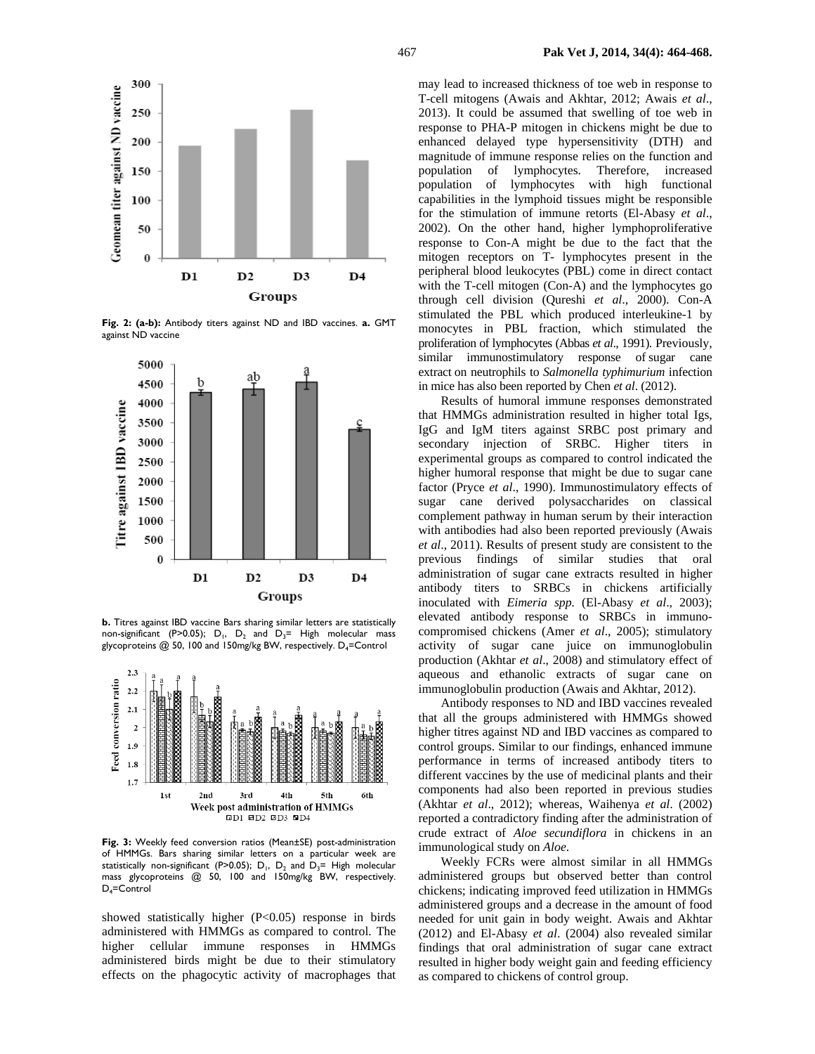Fig. 2: (a-b): Antibody titers against ND and IBD vaccines. **a.** GMT against ND vaccine

**b.** Titres against IBD vaccine Bars sharing similar letters are statistically non-significant (P>0.05); $D_1$, $D_2$ and $D_3$= High molecular mass glycoproteins @ 50, 100 and 150mg/kg BW, respectively. $D_4$=Control

**Fig. 3:** Weekly feed conversion ratios (Mean±SE) post-administration of HMMGs. Bars sharing similar letters on a particular week are statistically non-significant (P>0.05); $D_1$, $D_2$ and $D_3$= High molecular mass glycoproteins @ 50, 100 and 150mg/kg BW, respectively. $D_4$=Control

showed statistically higher (P<0.05) response in birds administered with HMMGs as compared to control. The higher cellular immune responses in HMMGs administered birds might be due to their stimulatory effects on the phagocytic activity of macrophages that may lead to increased thickness of toe web in response to T-cell mitogens (Awais and Akhtar, 2012; Awais *et al*., 2013). It could be assumed that swelling of toe web in response to PHA-P mitogen in chickens might be due to enhanced delayed type hypersensitivity (DTH) and magnitude of immune response relies on the function and population of lymphocytes. Therefore, increased population of lymphocytes with high functional capabilities in the lymphoid tissues might be responsible for the stimulation of immune retorts (El-Abasy *et al*., 2002). On the other hand, higher lymphoproliferative response to Con-A might be due to the fact that the mitogen receptors on T- lymphocytes present in the peripheral blood leukocytes (PBL) come in direct contact with the T-cell mitogen (Con-A) and the lymphocytes go through cell division (Qureshi *et al*., 2000). Con-A stimulated the PBL which produced interleukine-1 by monocytes in PBL fraction, which stimulated the proliferation of lymphocytes (Abbas *et al*., 1991). Previously, similar immunostimulatory response of sugar cane extract on neutrophils to *Salmonella typhimurium* infection in mice has also been reported by Chen *et al*. (2012).

Results of humoral immune responses demonstrated that HMMGs administration resulted in higher total Igs, IgG and IgM titers against SRBC post primary and secondary injection of SRBC. Higher titers in experimental groups as compared to control indicated the higher humoral response that might be due to sugar cane factor (Pryce *et al*., 1990). Immunostimulatory effects of sugar cane derived polysaccharides on classical complement pathway in human serum by their interaction with antibodies had also been reported previously (Awais *et al*., 2011). Results of present study are consistent to the previous findings of similar studies that oral administration of sugar cane extracts resulted in higher antibody titers to SRBCs in chickens artificially inoculated with *Eimeria spp.* (El-Abasy *et al*., 2003); elevated antibody response to SRBCs in immuno-compromised chickens (Amer *et al*., 2005); stimulatory activity of sugar cane juice on immunoglobulin production (Akhtar *et al*., 2008) and stimulatory effect of aqueous and ethanolic extracts of sugar cane on immunoglobulin production (Awais and Akhtar, 2012).

Antibody responses to ND and IBD vaccines revealed that all the groups administered with HMMGs showed higher titres against ND and IBD vaccines as compared to control groups. Similar to our findings, enhanced immune performance in terms of increased antibody titers to different vaccines by the use of medicinal plants and their components had also been reported in previous studies (Akhtar *et al*., 2012); whereas, Waihenya *et al*. (2002) reported a contradictory finding after the administration of crude extract of *Aloe secundiflora* in chickens in an immunological study on *Aloe*.

Weekly FCRs were almost similar in all HMMGs administered groups but observed better than control chickens; indicating improved feed utilization in HMMGs administered groups and a decrease in the amount of food needed for unit gain in body weight. Awais and Akhtar (2012) and El-Abasy *et al*. (2004) also revealed similar findings that oral administration of sugar cane extract resulted in higher body weight gain and feeding efficiency as compared to chickens of control group.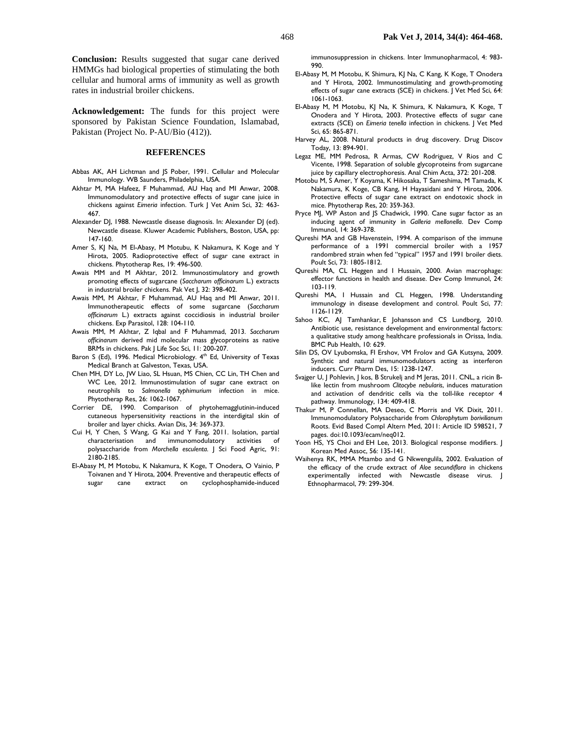**Conclusion:** Results suggested that sugar cane derived HMMGs had biological properties of stimulating the both cellular and humoral arms of immunity as well as growth rates in industrial broiler chickens.

**Acknowledgement:** The funds for this project were sponsored by Pakistan Science Foundation, Islamabad, Pakistan (Project No. P-AU/Bio (412)).

## REFERENCES

Abbas AK, AH Lichtman and JS Pober, 1991. Cellular and Molecular Immunology. WB Saunders, Philadelphia, USA.

Akhtar M, MA Hafeez, F Muhammad, AU Haq and MI Anwar, 2008. Immunomodulatory and protective effects of sugar cane juice in chickens against *Eimeria* infection. Turk J Vet Anim Sci, 32: 463-467.

Alexander DJ, 1988. Newcastle disease diagnosis. In: Alexander DJ (ed). Newcastle disease. Kluwer Academic Publishers, Boston, USA, pp: 147-160.

Amer S, KJ Na, M El-Abasy, M Motubu, K Nakamura, K Koge and Y Hirota, 2005. Radioprotective effect of sugar cane extract in chickens. Phytotherap Res, 19: 496-500.

Awais MM and M Akhtar, 2012. Immunostimulatory and growth promoting effects of sugarcane (*Saccharum officinarum* L.) extracts in industrial broiler chickens. Pak Vet J, 32: 398-402.

Awais MM, M Akhtar, F Muhammad, AU Haq and MI Anwar, 2011. Immunotherapeutic effects of some sugarcane (*Saccharum officinarum* L.) extracts against coccidiosis in industrial broiler chickens. Exp Parasitol, 128: 104-110.

Awais MM, M Akhtar, Z Iqbal and F Muhammad, 2013. *Saccharum officinarum* derived mid molecular mass glycoproteins as native BRMs in chickens. Pak J Life Soc Sci, 11: 200-207.

Baron S (Ed), 1996. Medical Microbiology. 4th Ed, University of Texas Medical Branch at Galveston, Texas, USA.

Chen MH, DY Lo, JW Liao, SL Hsuan, MS Chien, CC Lin, TH Chen and WC Lee, 2012. Immunostimulation of sugar cane extract on neutrophils to *Salmonella typhimurium* infection in mice. Phytotherap Res, 26: 1062-1067.

Corrier DE, 1990. Comparison of phytohemagglutinin-induced cutaneous hypersensitivity reactions in the interdigital skin of broiler and layer chicks. Avian Dis, 34: 369-373.

Cui H, Y Chen, S Wang, G Kai and Y Fang, 2011. Isolation, partial characterisation and immunomodulatory activities of polysaccharide from *Morchella esculenta*. J Sci Food Agric, 91: 2180-2185.

El-Abasy M, M Motobu, K Nakamura, K Koge, T Onodera, O Vainio, P Toivanen and Y Hirota, 2004. Preventive and therapeutic effects of sugar cane extract on cyclophosphamide-induced immunosuppression in chickens. Inter Immunopharmacol, 4: 983-990.

El-Abasy M, M Motobu, K Shimura, KJ Na, C Kang, K Koge, T Onodera and Y Hirota, 2002. Immunostimulating and growth-promoting effects of sugar cane extracts (SCE) in chickens. J Vet Med Sci, 64: 1061-1063.

El-Abasy M, M Motobu, KJ Na, K Shimura, K Nakamura, K Koge, T Onodera and Y Hirota, 2003. Protective effects of sugar cane extracts (SCE) on *Eimeria tenella* infection in chickens. J Vet Med Sci, 65: 865-871.

Harvey AL, 2008. Natural products in drug discovery. Drug Discov Today, 13: 894-901.

Legaz ME, MM Pedrosa, R Armas, CW Rodriguez, V Rios and C Vicente, 1998. Separation of soluble glycoproteins from sugarcane juice by capillary electrophoresis. Anal Chim Acta, 372: 201-208.

Motobu M, S Amer, Y Koyama, K Hikosaka, T Sameshima, M Tamada, K Nakamura, K Koge, CB Kang, H Hayasidani and Y Hirota, 2006. Protective effects of sugar cane extract on endotoxic shock in mice. Phytotherap Res, 20: 359-363.

Pryce MJ, WP Aston and JS Chadwick, 1990. Cane sugar factor as an inducing agent of immunity in *Galleria mellonella*. Dev Comp Immunol, 14: 369-378.

Qureshi MA and GB Havenstein, 1994. A comparison of the immune performance of a 1991 commercial broiler with a 1957 randombred strain when fed "typical" 1957 and 1991 broiler diets. Poult Sci, 73: 1805-1812.

Qureshi MA, CL Heggen and I Hussain, 2000. Avian macrophage: effector functions in health and disease. Dev Comp Immunol, 24: 103-119.

Qureshi MA, I Hussain and CL Heggen, 1998. Understanding immunology in disease development and control. Poult Sci, 77: 1126-1129.

Sahoo KC, AJ Tamhankar, E Johansson and CS Lundborg, 2010. Antibiotic use, resistance development and environmental factors: a qualitative study among healthcare professionals in Orissa, India. BMC Pub Health, 10: 629.

Silin DS, OV Lyubomska, FI Ershov, VM Frolov and GA Kutsyna, 2009. Synthtic and natural immunomodulators acting as interferon inducers. Curr Pharm Des, 15: 1238-1247.

Svajger U, J Pohlevin, J kos, B Strukelj and M Jeras, 2011. CNL, a ricin B-like lectin from mushroom *Clitocybe nebularis*, induces maturation and activation of dendritic cells via the toll-like receptor 4 pathway. Immunology, 134: 409-418.

Thakur M, P Connellan, MA Deseo, C Morris and VK Dixit, 2011. Immunomodulatory Polysaccharide from *Chlorophytum borivilianum* Roots. Evid Based Compl Altern Med, 2011: Article ID 598521, 7 pages. doi:10.1093/ecam/neq012.

Yoon HS, YS Choi and EH Lee, 2013. Biological response modifiers. J Korean Med Assoc, 56: 135-141.

Waihenya RK, MMA Mtambo and G Nkwengulila, 2002. Evaluation of the efficacy of the crude extract of *Aloe secundiflora* in chickens experimentally infected with Newcastle disease virus. J Ethnopharmacol, 79: 299-304.